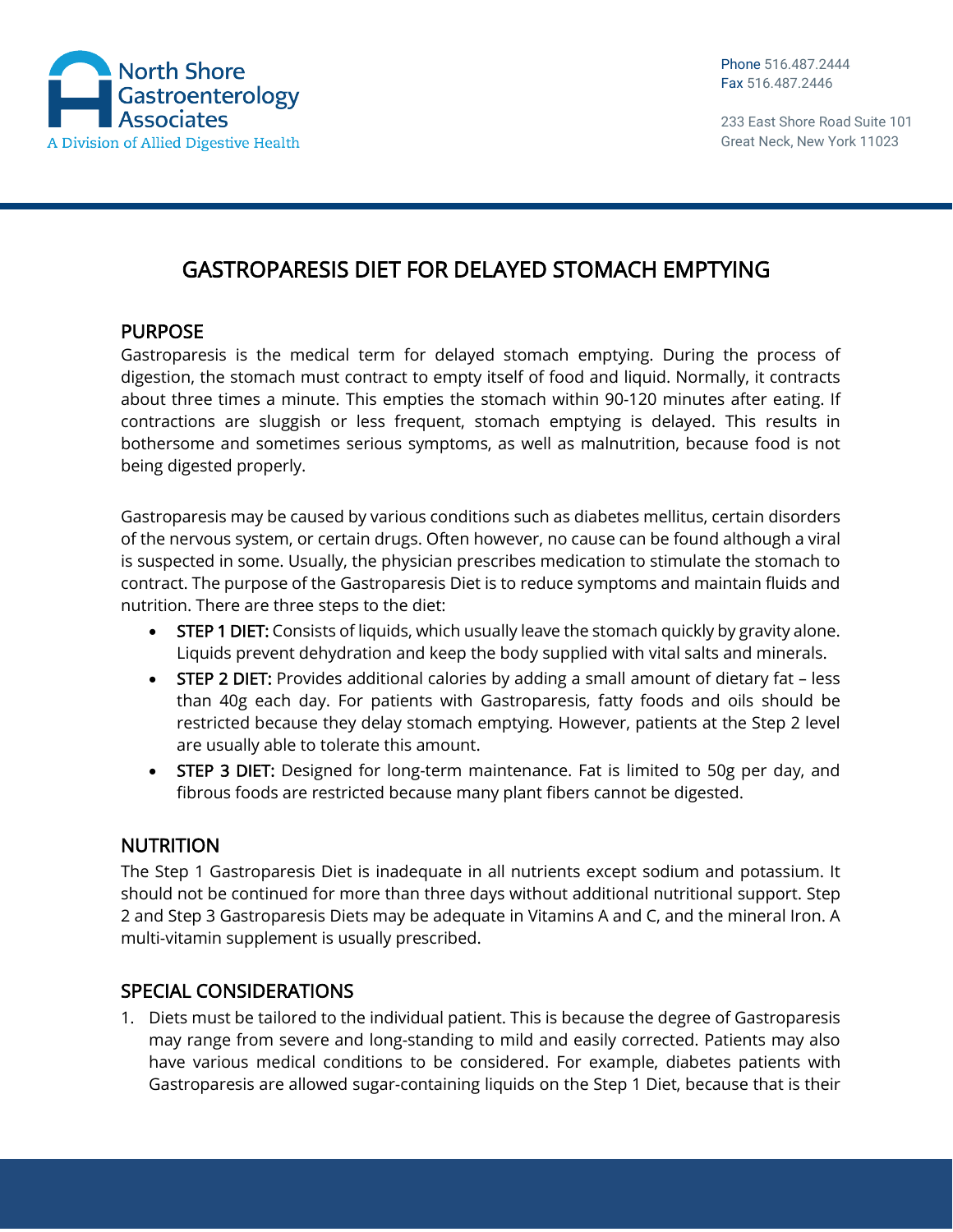North Shore Gastroenterology Associates
A Division of Allied Digestive Health

Phone 516.487.2444
Fax 516.487.2446

233 East Shore Road Suite 101
Great Neck, New York 11023

# GASTROPARESIS DIET FOR DELAYED STOMACH EMPTYING

## PURPOSE

Gastroparesis is the medical term for delayed stomach emptying. During the process of digestion, the stomach must contract to empty itself of food and liquid. Normally, it contracts about three times a minute. This empties the stomach within 90-120 minutes after eating. If contractions are sluggish or less frequent, stomach emptying is delayed. This results in bothersome and sometimes serious symptoms, as well as malnutrition, because food is not being digested properly.

Gastroparesis may be caused by various conditions such as diabetes mellitus, certain disorders of the nervous system, or certain drugs. Often however, no cause can be found although a viral is suspected in some. Usually, the physician prescribes medication to stimulate the stomach to contract. The purpose of the Gastroparesis Diet is to reduce symptoms and maintain fluids and nutrition. There are three steps to the diet:

- **STEP 1 DIET:** Consists of liquids, which usually leave the stomach quickly by gravity alone. Liquids prevent dehydration and keep the body supplied with vital salts and minerals.
- **STEP 2 DIET:** Provides additional calories by adding a small amount of dietary fat – less than 40g each day. For patients with Gastroparesis, fatty foods and oils should be restricted because they delay stomach emptying. However, patients at the Step 2 level are usually able to tolerate this amount.
- **STEP 3 DIET:** Designed for long-term maintenance. Fat is limited to 50g per day, and fibrous foods are restricted because many plant fibers cannot be digested.

## NUTRITION

The Step 1 Gastroparesis Diet is inadequate in all nutrients except sodium and potassium. It should not be continued for more than three days without additional nutritional support. Step 2 and Step 3 Gastroparesis Diets may be adequate in Vitamins A and C, and the mineral Iron. A multi-vitamin supplement is usually prescribed.

## SPECIAL CONSIDERATIONS

1. Diets must be tailored to the individual patient. This is because the degree of Gastroparesis may range from severe and long-standing to mild and easily corrected. Patients may also have various medical conditions to be considered. For example, diabetes patients with Gastroparesis are allowed sugar-containing liquids on the Step 1 Diet, because that is their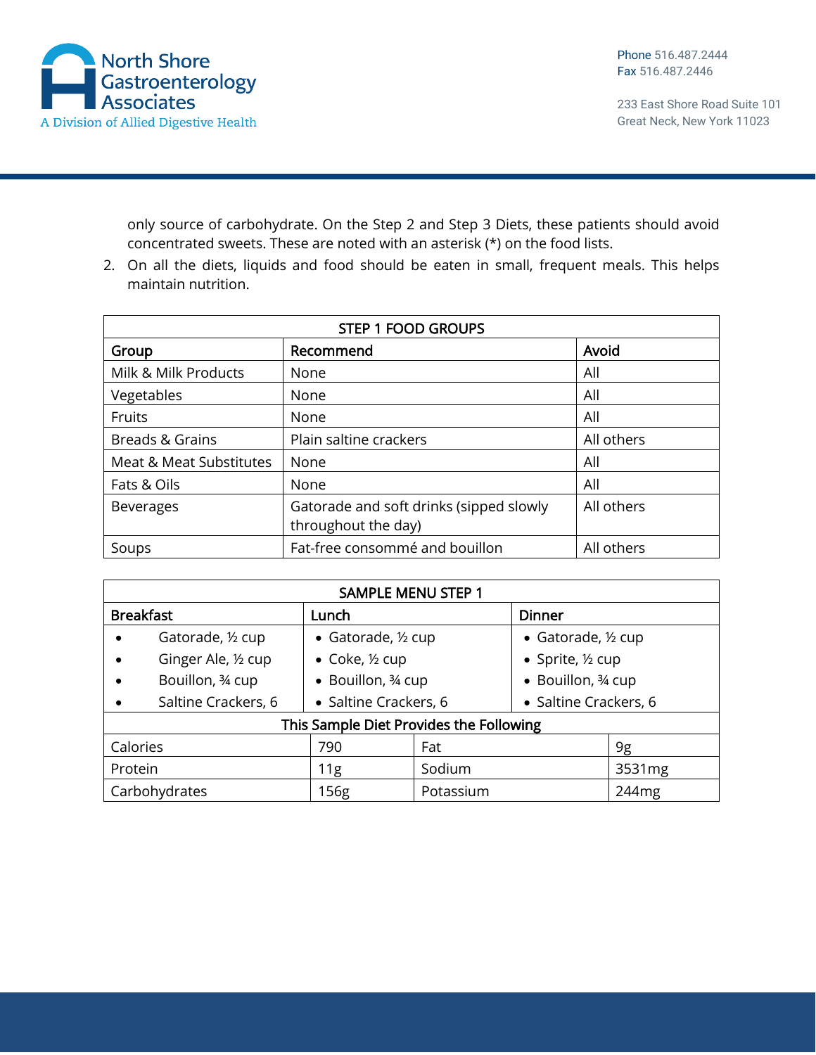only source of carbohydrate. On the Step 2 and Step 3 Diets, these patients should avoid concentrated sweets. These are noted with an asterisk (*) on the food lists.

2. On all the diets, liquids and food should be eaten in small, frequent meals. This helps maintain nutrition.

| STEP 1 FOOD GROUPS | | |
|---|---|---|
| **Group** | **Recommend** | **Avoid** |
| Milk & Milk Products | None | All |
| Vegetables | None | All |
| Fruits | None | All |
| Breads & Grains | Plain saltine crackers | All others |
| Meat & Meat Substitutes | None | All |
| Fats & Oils | None | All |
| Beverages | Gatorade and soft drinks (sipped slowly throughout the day) | All others |
| Soups | Fat-free consommé and bouillon | All others |

| SAMPLE MENU STEP 1 | | |
|---|---|---|
| **Breakfast** | **Lunch** | **Dinner** |
| • Gatorade, ½ cup<br>• Ginger Ale, ½ cup<br>• Bouillon, ¾ cup<br>• Saltine Crackers, 6 | • Gatorade, ½ cup<br>• Coke, ½ cup<br>• Bouillon, ¾ cup<br>• Saltine Crackers, 6 | • Gatorade, ½ cup<br>• Sprite, ½ cup<br>• Bouillon, ¾ cup<br>• Saltine Crackers, 6 |

| This Sample Diet Provides the Following | | | |
|---|---|---|---|
| Calories | 790 | Fat | 9g |
| Protein | 11g | Sodium | 3531mg |
| Carbohydrates | 156g | Potassium | 244mg |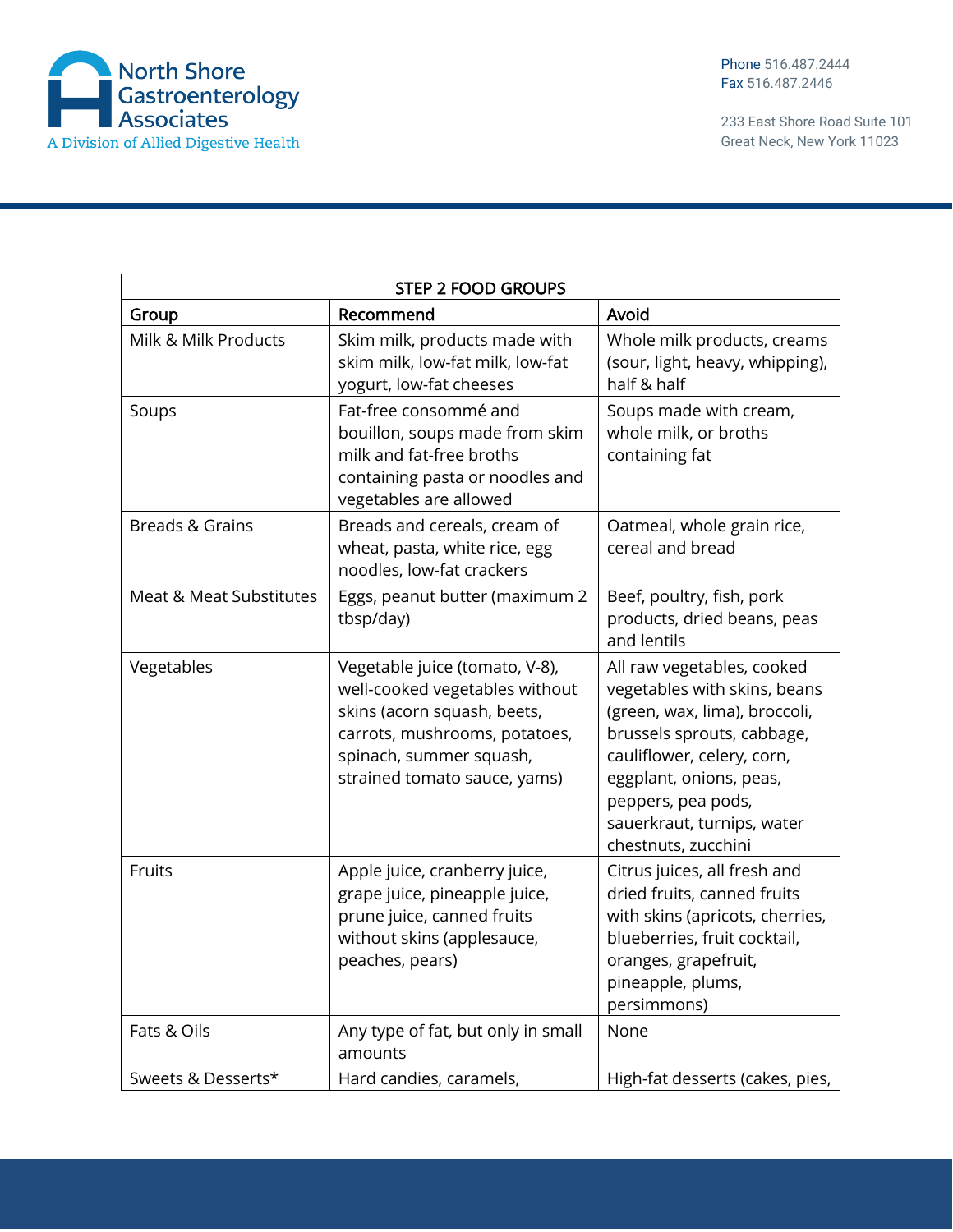| STEP 2 FOOD GROUPS | | |
|---|---|---|
| **Group** | **Recommend** | **Avoid** |
| Milk & Milk Products | Skim milk, products made with skim milk, low-fat milk, low-fat yogurt, low-fat cheeses | Whole milk products, creams (sour, light, heavy, whipping), half & half |
| Soups | Fat-free consommé and bouillon, soups made from skim milk and fat-free broths containing pasta or noodles and vegetables are allowed | Soups made with cream, whole milk, or broths containing fat |
| Breads & Grains | Breads and cereals, cream of wheat, pasta, white rice, egg noodles, low-fat crackers | Oatmeal, whole grain rice, cereal and bread |
| Meat & Meat Substitutes | Eggs, peanut butter (maximum 2 tbsp/day) | Beef, poultry, fish, pork products, dried beans, peas and lentils |
| Vegetables | Vegetable juice (tomato, V-8), well-cooked vegetables without skins (acorn squash, beets, carrots, mushrooms, potatoes, spinach, summer squash, strained tomato sauce, yams) | All raw vegetables, cooked vegetables with skins, beans (green, wax, lima), broccoli, brussels sprouts, cabbage, cauliflower, celery, corn, eggplant, onions, peas, peppers, pea pods, sauerkraut, turnips, water chestnuts, zucchini |
| Fruits | Apple juice, cranberry juice, grape juice, pineapple juice, prune juice, canned fruits without skins (applesauce, peaches, pears) | Citrus juices, all fresh and dried fruits, canned fruits with skins (apricots, cherries, blueberries, fruit cocktail, oranges, grapefruit, pineapple, plums, persimmons) |
| Fats & Oils | Any type of fat, but only in small amounts | None |
| Sweets & Desserts* | Hard candies, caramels, | High-fat desserts (cakes, pies, |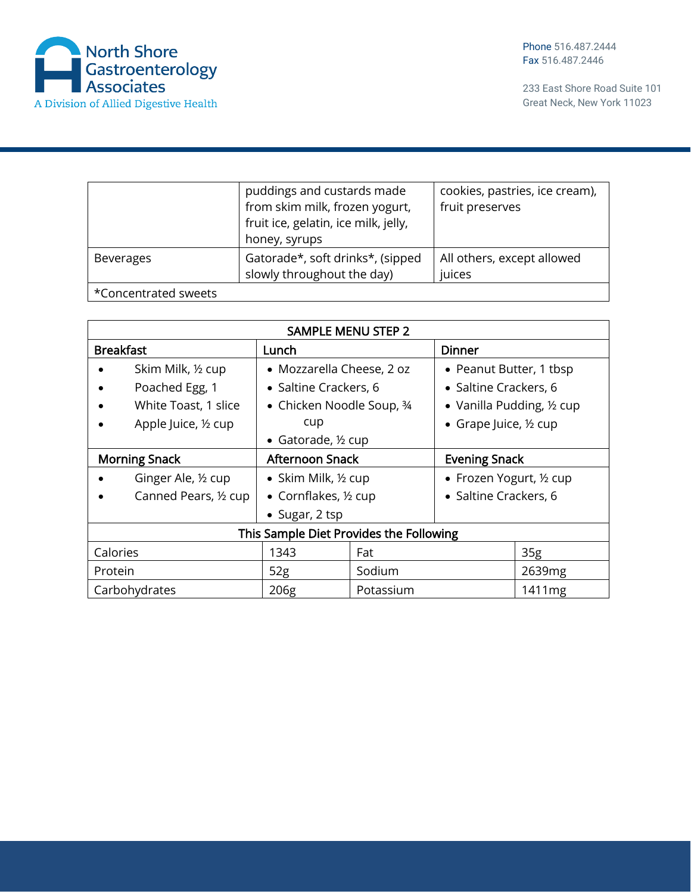| | | |
|---|---|---|
| | puddings and custards made from skim milk, frozen yogurt, fruit ice, gelatin, ice milk, jelly, honey, syrups | cookies, pastries, ice cream), fruit preserves |
| Beverages | Gatorade*, soft drinks*, (sipped slowly throughout the day) | All others, except allowed juices |
| *Concentrated sweets | | |

| SAMPLE MENU STEP 2 | | |
|---|---|---|
| **Breakfast** | **Lunch** | **Dinner** |
| • Skim Milk, ½ cup<br>• Poached Egg, 1<br>• White Toast, 1 slice<br>• Apple Juice, ½ cup | • Mozzarella Cheese, 2 oz<br>• Saltine Crackers, 6<br>• Chicken Noodle Soup, ¾ cup<br>• Gatorade, ½ cup | • Peanut Butter, 1 tbsp<br>• Saltine Crackers, 6<br>• Vanilla Pudding, ½ cup<br>• Grape Juice, ½ cup |
| **Morning Snack** | **Afternoon Snack** | **Evening Snack** |
| • Ginger Ale, ½ cup<br>• Canned Pears, ½ cup | • Skim Milk, ½ cup<br>• Cornflakes, ½ cup<br>• Sugar, 2 tsp | • Frozen Yogurt, ½ cup<br>• Saltine Crackers, 6 |

| This Sample Diet Provides the Following | | | |
|---|---|---|---|
| Calories | 1343 | Fat | 35g |
| Protein | 52g | Sodium | 2639mg |
| Carbohydrates | 206g | Potassium | 1411mg |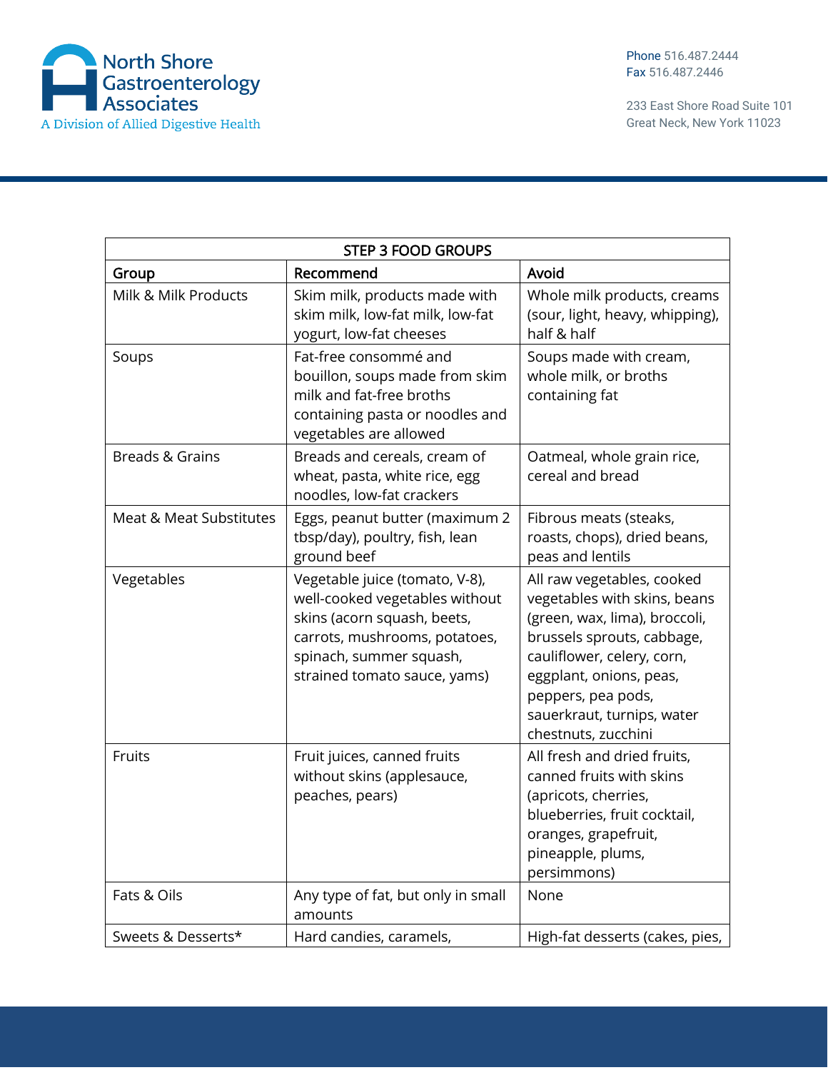| STEP 3 FOOD GROUPS | | |
|---|---|---|
| **Group** | **Recommend** | **Avoid** |
| Milk & Milk Products | Skim milk, products made with skim milk, low-fat milk, low-fat yogurt, low-fat cheeses | Whole milk products, creams (sour, light, heavy, whipping), half & half |
| Soups | Fat-free consommé and bouillon, soups made from skim milk and fat-free broths containing pasta or noodles and vegetables are allowed | Soups made with cream, whole milk, or broths containing fat |
| Breads & Grains | Breads and cereals, cream of wheat, pasta, white rice, egg noodles, low-fat crackers | Oatmeal, whole grain rice, cereal and bread |
| Meat & Meat Substitutes | Eggs, peanut butter (maximum 2 tbsp/day), poultry, fish, lean ground beef | Fibrous meats (steaks, roasts, chops), dried beans, peas and lentils |
| Vegetables | Vegetable juice (tomato, V-8), well-cooked vegetables without skins (acorn squash, beets, carrots, mushrooms, potatoes, spinach, summer squash, strained tomato sauce, yams) | All raw vegetables, cooked vegetables with skins, beans (green, wax, lima), broccoli, brussels sprouts, cabbage, cauliflower, celery, corn, eggplant, onions, peas, peppers, pea pods, sauerkraut, turnips, water chestnuts, zucchini |
| Fruits | Fruit juices, canned fruits without skins (applesauce, peaches, pears) | All fresh and dried fruits, canned fruits with skins (apricots, cherries, blueberries, fruit cocktail, oranges, grapefruit, pineapple, plums, persimmons) |
| Fats & Oils | Any type of fat, but only in small amounts | None |
| Sweets & Desserts* | Hard candies, caramels, | High-fat desserts (cakes, pies, |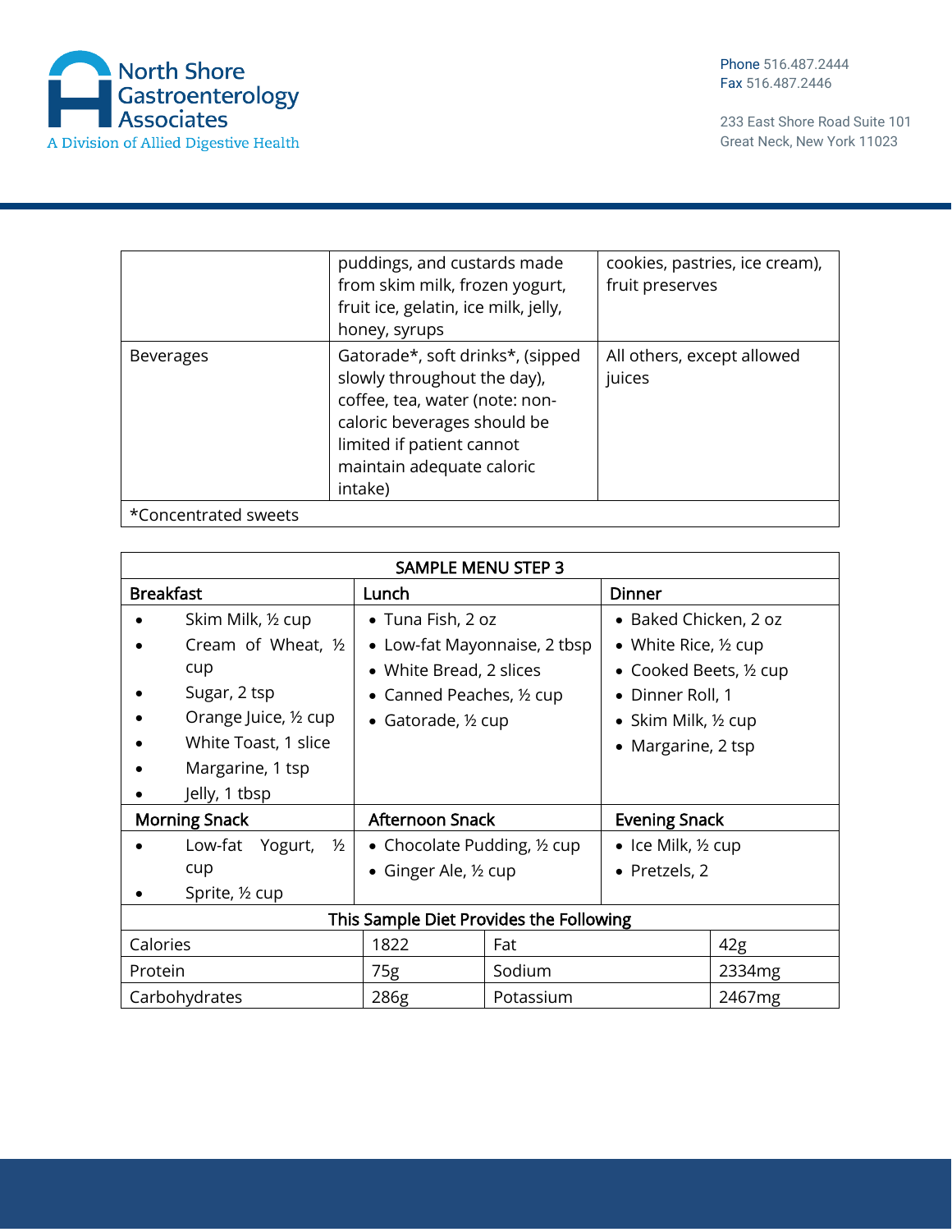| | | |
|---|---|---|
| | puddings, and custards made from skim milk, frozen yogurt, fruit ice, gelatin, ice milk, jelly, honey, syrups | cookies, pastries, ice cream), fruit preserves |
| Beverages | Gatorade*, soft drinks*, (sipped slowly throughout the day), coffee, tea, water (note: non-caloric beverages should be limited if patient cannot maintain adequate caloric intake) | All others, except allowed juices |
| *Concentrated sweets | | |

| SAMPLE MENU STEP 3 | | |
|---|---|---|
| **Breakfast** | **Lunch** | **Dinner** |
| • Skim Milk, ½ cup<br>• Cream of Wheat, ½ cup<br>• Sugar, 2 tsp<br>• Orange Juice, ½ cup<br>• White Toast, 1 slice<br>• Margarine, 1 tsp<br>• Jelly, 1 tbsp | • Tuna Fish, 2 oz<br>• Low-fat Mayonnaise, 2 tbsp<br>• White Bread, 2 slices<br>• Canned Peaches, ½ cup<br>• Gatorade, ½ cup | • Baked Chicken, 2 oz<br>• White Rice, ½ cup<br>• Cooked Beets, ½ cup<br>• Dinner Roll, 1<br>• Skim Milk, ½ cup<br>• Margarine, 2 tsp |
| **Morning Snack** | **Afternoon Snack** | **Evening Snack** |
| • Low-fat Yogurt, ½ cup<br>• Sprite, ½ cup | • Chocolate Pudding, ½ cup<br>• Ginger Ale, ½ cup | • Ice Milk, ½ cup<br>• Pretzels, 2 |

| This Sample Diet Provides the Following | | | |
|---|---|---|---|
| Calories | 1822 | Fat | 42g |
| Protein | 75g | Sodium | 2334mg |
| Carbohydrates | 286g | Potassium | 2467mg |